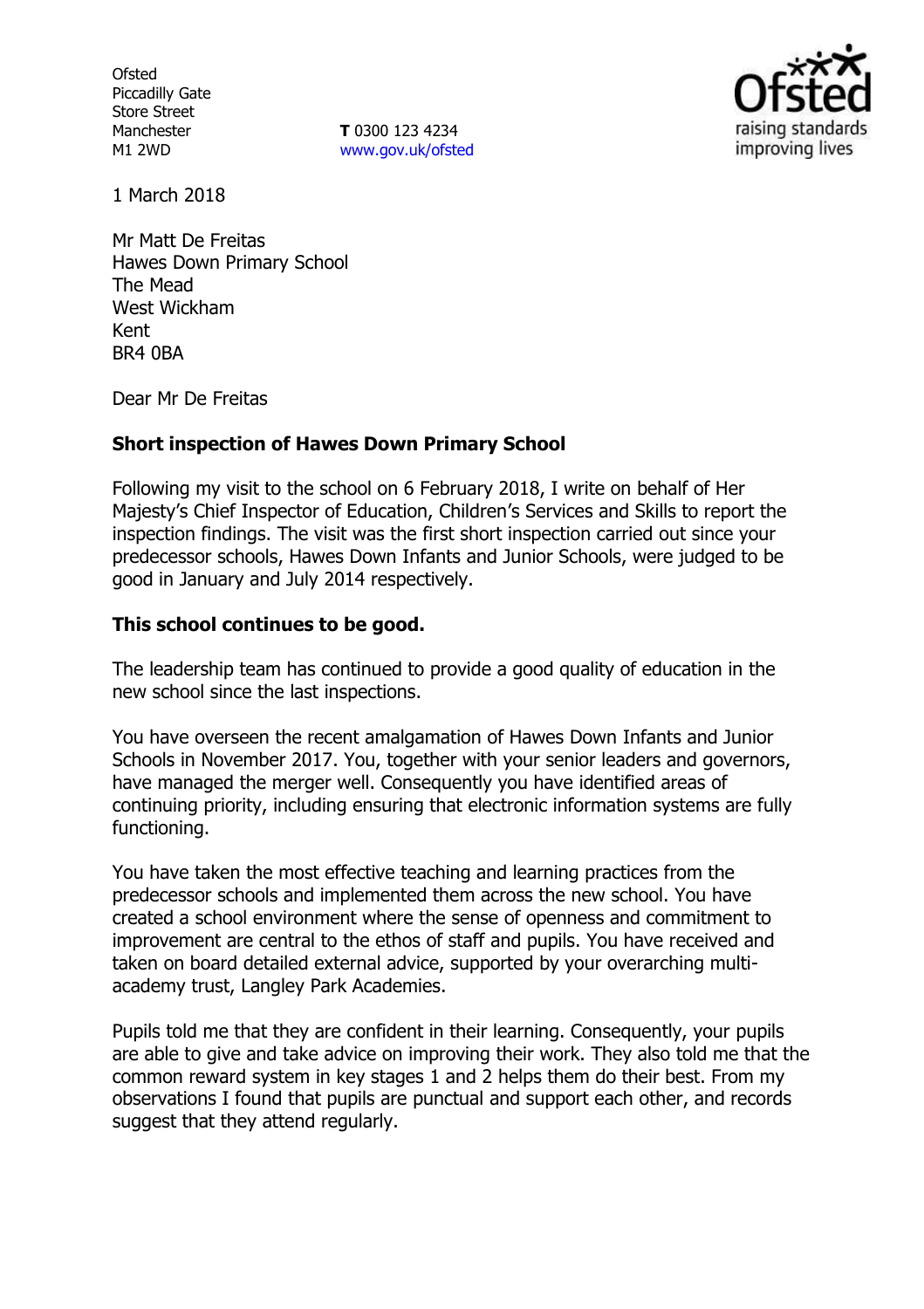Ofsted
Piccadilly Gate
Store Street
Manchester
M1 2WD

**T** 0300 123 4234
www.gov.uk/ofsted

1 March 2018

Mr Matt De Freitas
Hawes Down Primary School
The Mead
West Wickham
Kent
BR4 0BA

Dear Mr De Freitas

**Short inspection of Hawes Down Primary School**

Following my visit to the school on 6 February 2018, I write on behalf of Her Majesty's Chief Inspector of Education, Children's Services and Skills to report the inspection findings. The visit was the first short inspection carried out since your predecessor schools, Hawes Down Infants and Junior Schools, were judged to be good in January and July 2014 respectively.

**This school continues to be good.**

The leadership team has continued to provide a good quality of education in the new school since the last inspections.

You have overseen the recent amalgamation of Hawes Down Infants and Junior Schools in November 2017. You, together with your senior leaders and governors, have managed the merger well. Consequently you have identified areas of continuing priority, including ensuring that electronic information systems are fully functioning.

You have taken the most effective teaching and learning practices from the predecessor schools and implemented them across the new school. You have created a school environment where the sense of openness and commitment to improvement are central to the ethos of staff and pupils. You have received and taken on board detailed external advice, supported by your overarching multi-academy trust, Langley Park Academies.

Pupils told me that they are confident in their learning. Consequently, your pupils are able to give and take advice on improving their work. They also told me that the common reward system in key stages 1 and 2 helps them do their best. From my observations I found that pupils are punctual and support each other, and records suggest that they attend regularly.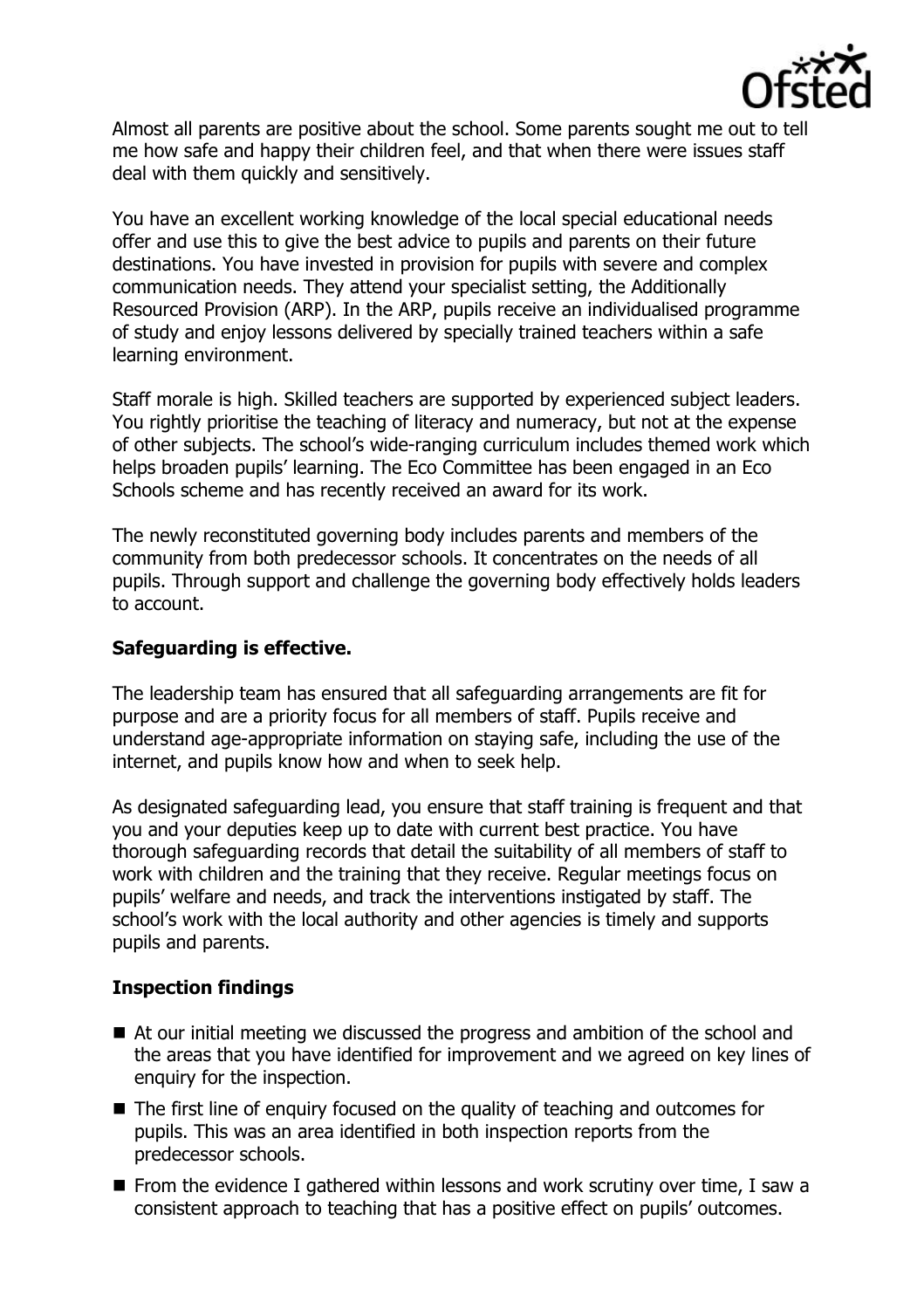Almost all parents are positive about the school. Some parents sought me out to tell me how safe and happy their children feel, and that when there were issues staff deal with them quickly and sensitively.

You have an excellent working knowledge of the local special educational needs offer and use this to give the best advice to pupils and parents on their future destinations. You have invested in provision for pupils with severe and complex communication needs. They attend your specialist setting, the Additionally Resourced Provision (ARP). In the ARP, pupils receive an individualised programme of study and enjoy lessons delivered by specially trained teachers within a safe learning environment.

Staff morale is high. Skilled teachers are supported by experienced subject leaders. You rightly prioritise the teaching of literacy and numeracy, but not at the expense of other subjects. The school's wide-ranging curriculum includes themed work which helps broaden pupils' learning. The Eco Committee has been engaged in an Eco Schools scheme and has recently received an award for its work.

The newly reconstituted governing body includes parents and members of the community from both predecessor schools. It concentrates on the needs of all pupils. Through support and challenge the governing body effectively holds leaders to account.

## Safeguarding is effective.

The leadership team has ensured that all safeguarding arrangements are fit for purpose and are a priority focus for all members of staff. Pupils receive and understand age-appropriate information on staying safe, including the use of the internet, and pupils know how and when to seek help.

As designated safeguarding lead, you ensure that staff training is frequent and that you and your deputies keep up to date with current best practice. You have thorough safeguarding records that detail the suitability of all members of staff to work with children and the training that they receive. Regular meetings focus on pupils' welfare and needs, and track the interventions instigated by staff. The school's work with the local authority and other agencies is timely and supports pupils and parents.

## Inspection findings

- At our initial meeting we discussed the progress and ambition of the school and the areas that you have identified for improvement and we agreed on key lines of enquiry for the inspection.
- The first line of enquiry focused on the quality of teaching and outcomes for pupils. This was an area identified in both inspection reports from the predecessor schools.
- From the evidence I gathered within lessons and work scrutiny over time, I saw a consistent approach to teaching that has a positive effect on pupils' outcomes.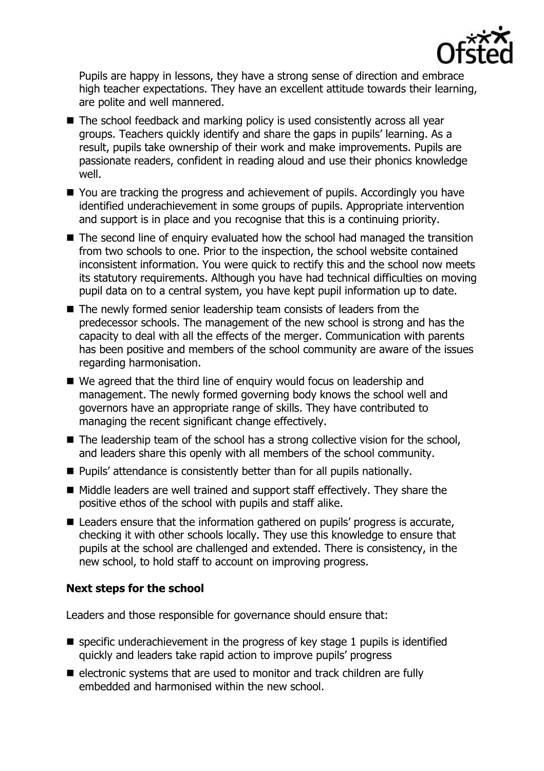Pupils are happy in lessons, they have a strong sense of direction and embrace high teacher expectations. They have an excellent attitude towards their learning, are polite and well mannered.

- The school feedback and marking policy is used consistently across all year groups. Teachers quickly identify and share the gaps in pupils' learning. As a result, pupils take ownership of their work and make improvements. Pupils are passionate readers, confident in reading aloud and use their phonics knowledge well.
- You are tracking the progress and achievement of pupils. Accordingly you have identified underachievement in some groups of pupils. Appropriate intervention and support is in place and you recognise that this is a continuing priority.
- The second line of enquiry evaluated how the school had managed the transition from two schools to one. Prior to the inspection, the school website contained inconsistent information. You were quick to rectify this and the school now meets its statutory requirements. Although you have had technical difficulties on moving pupil data on to a central system, you have kept pupil information up to date.
- The newly formed senior leadership team consists of leaders from the predecessor schools. The management of the new school is strong and has the capacity to deal with all the effects of the merger. Communication with parents has been positive and members of the school community are aware of the issues regarding harmonisation.
- We agreed that the third line of enquiry would focus on leadership and management. The newly formed governing body knows the school well and governors have an appropriate range of skills. They have contributed to managing the recent significant change effectively.
- The leadership team of the school has a strong collective vision for the school, and leaders share this openly with all members of the school community.
- Pupils' attendance is consistently better than for all pupils nationally.
- Middle leaders are well trained and support staff effectively. They share the positive ethos of the school with pupils and staff alike.
- Leaders ensure that the information gathered on pupils' progress is accurate, checking it with other schools locally. They use this knowledge to ensure that pupils at the school are challenged and extended. There is consistency, in the new school, to hold staff to account on improving progress.

## Next steps for the school

Leaders and those responsible for governance should ensure that:

- specific underachievement in the progress of key stage 1 pupils is identified quickly and leaders take rapid action to improve pupils' progress
- electronic systems that are used to monitor and track children are fully embedded and harmonised within the new school.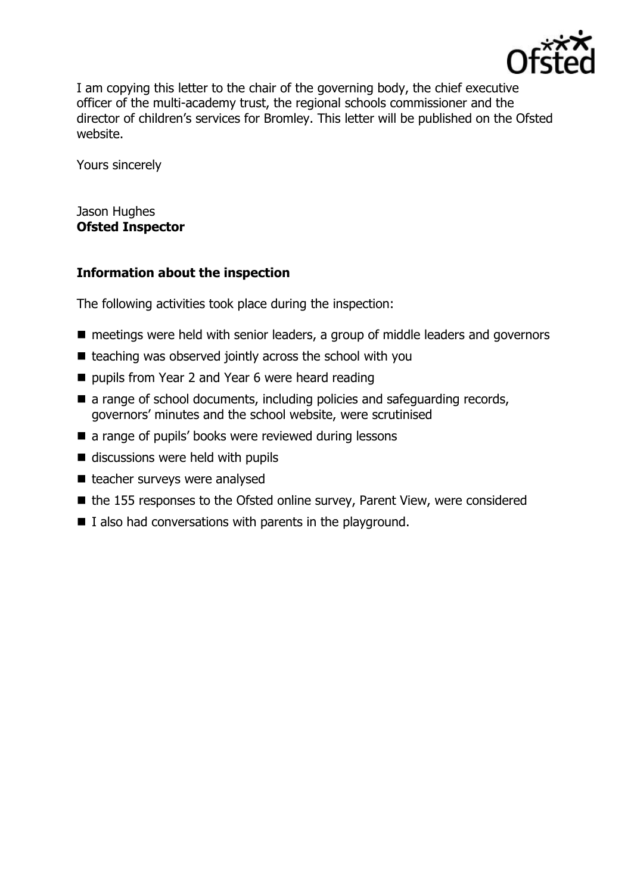I am copying this letter to the chair of the governing body, the chief executive officer of the multi-academy trust, the regional schools commissioner and the director of children's services for Bromley. This letter will be published on the Ofsted website.

Yours sincerely

Jason Hughes
**Ofsted Inspector**

### Information about the inspection

The following activities took place during the inspection:

- meetings were held with senior leaders, a group of middle leaders and governors
- teaching was observed jointly across the school with you
- pupils from Year 2 and Year 6 were heard reading
- a range of school documents, including policies and safeguarding records, governors' minutes and the school website, were scrutinised
- a range of pupils' books were reviewed during lessons
- discussions were held with pupils
- teacher surveys were analysed
- the 155 responses to the Ofsted online survey, Parent View, were considered
- I also had conversations with parents in the playground.